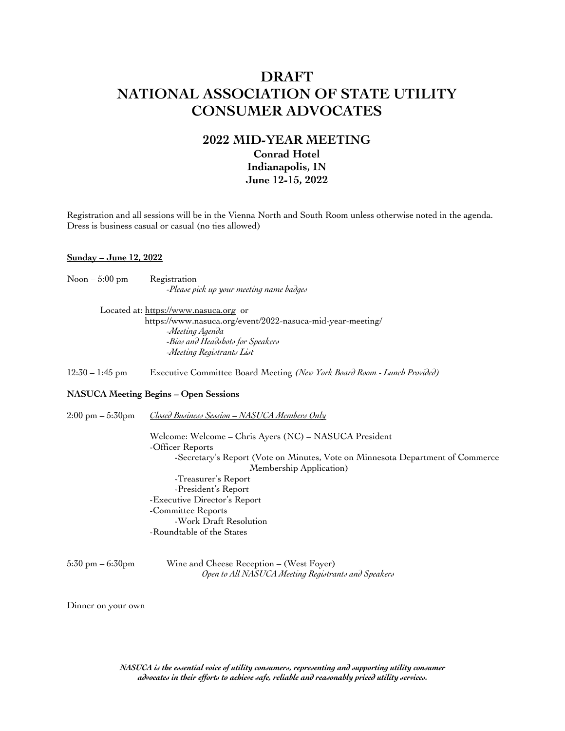# DRAFT
# NATIONAL ASSOCIATION OF STATE UTILITY CONSUMER ADVOCATES

## 2022 MID-YEAR MEETING

**Conrad Hotel**
**Indianapolis, IN**
**June 12-15, 2022**

Registration and all sessions will be in the Vienna North and South Room unless otherwise noted in the agenda. Dress is business casual or casual (no ties allowed)

**Sunday – June 12, 2022**

Noon – 5:00 pm Registration
*-Please pick up your meeting name badges*

Located at: https://www.nasuca.org or
https://www.nasuca.org/event/2022-nasuca-mid-year-meeting/
*-Meeting Agenda*
*-Bios and Headshots for Speakers*
*-Meeting Registrants List*

12:30 – 1:45 pm Executive Committee Board Meeting *(New York Board Room - Lunch Provided)*

**NASUCA Meeting Begins – Open Sessions**

2:00 pm – 5:30pm *Closed Business Session – NASUCA Members Only*

Welcome: Welcome – Chris Ayers (NC) – NASUCA President
- Officer Reports
  - Secretary's Report (Vote on Minutes, Vote on Minnesota Department of Commerce Membership Application)
  - Treasurer's Report
  - President's Report
- Executive Director's Report
- Committee Reports
  - Work Draft Resolution
- Roundtable of the States

5:30 pm – 6:30pm Wine and Cheese Reception – (West Foyer)
*Open to All NASUCA Meeting Registrants and Speakers*

Dinner on your own

***NASUCA is the essential voice of utility consumers, representing and supporting utility consumer advocates in their efforts to achieve safe, reliable and reasonably priced utility services.***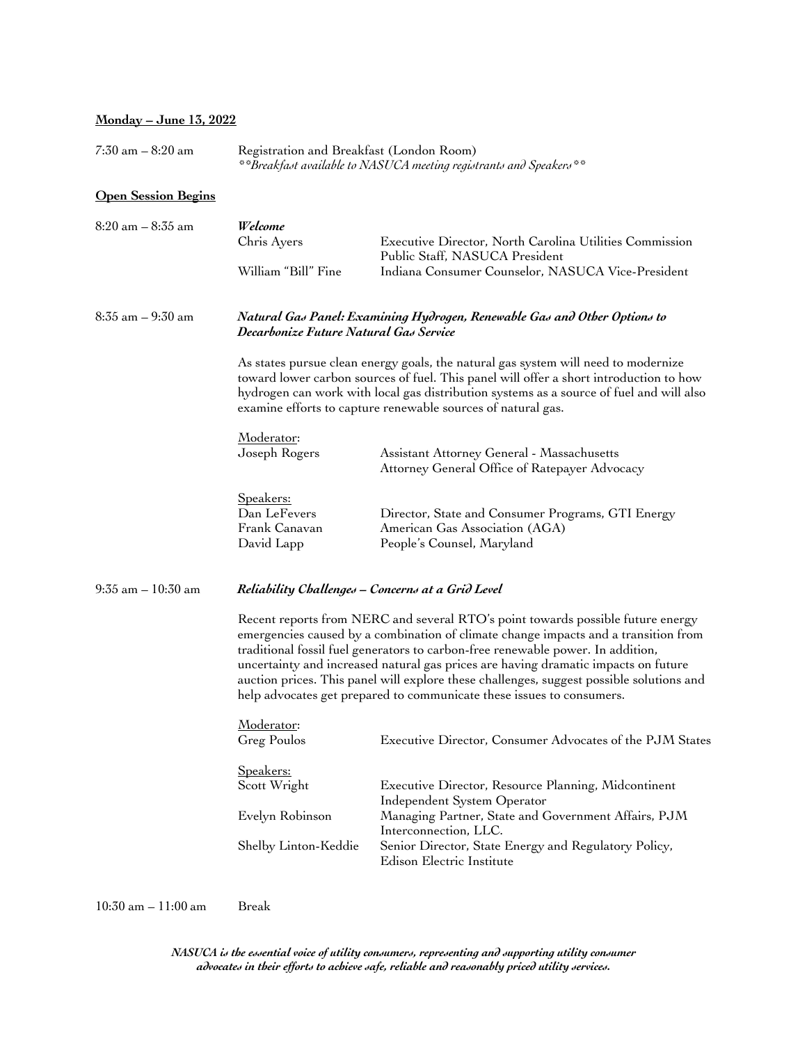**Monday – June 13, 2022**

7:30 am – 8:20 am — Registration and Breakfast (London Room)
*\*\*Breakfast available to NASUCA meeting registrants and Speakers\*\**

**Open Session Begins**

8:20 am – 8:35 am — ***Welcome***

| | |
|---|---|
| Chris Ayers | Executive Director, North Carolina Utilities Commission Public Staff, NASUCA President |
| William "Bill" Fine | Indiana Consumer Counselor, NASUCA Vice-President |

8:35 am – 9:30 am — ***Natural Gas Panel: Examining Hydrogen, Renewable Gas and Other Options to Decarbonize Future Natural Gas Service***

As states pursue clean energy goals, the natural gas system will need to modernize toward lower carbon sources of fuel. This panel will offer a short introduction to how hydrogen can work with local gas distribution systems as a source of fuel and will also examine efforts to capture renewable sources of natural gas.

Moderator:

| | |
|---|---|
| Joseph Rogers | Assistant Attorney General - Massachusetts Attorney General Office of Ratepayer Advocacy |

Speakers:

| | |
|---|---|
| Dan LeFevers | Director, State and Consumer Programs, GTI Energy |
| Frank Canavan | American Gas Association (AGA) |
| David Lapp | People's Counsel, Maryland |

9:35 am – 10:30 am — ***Reliability Challenges – Concerns at a Grid Level***

Recent reports from NERC and several RTO's point towards possible future energy emergencies caused by a combination of climate change impacts and a transition from traditional fossil fuel generators to carbon-free renewable power. In addition, uncertainty and increased natural gas prices are having dramatic impacts on future auction prices. This panel will explore these challenges, suggest possible solutions and help advocates get prepared to communicate these issues to consumers.

Moderator:

| | |
|---|---|
| Greg Poulos | Executive Director, Consumer Advocates of the PJM States |

Speakers:

| | |
|---|---|
| Scott Wright | Executive Director, Resource Planning, Midcontinent Independent System Operator |
| Evelyn Robinson | Managing Partner, State and Government Affairs, PJM Interconnection, LLC. |
| Shelby Linton-Keddie | Senior Director, State Energy and Regulatory Policy, Edison Electric Institute |

10:30 am – 11:00 am — Break

***NASUCA is the essential voice of utility consumers, representing and supporting utility consumer advocates in their efforts to achieve safe, reliable and reasonably priced utility services.***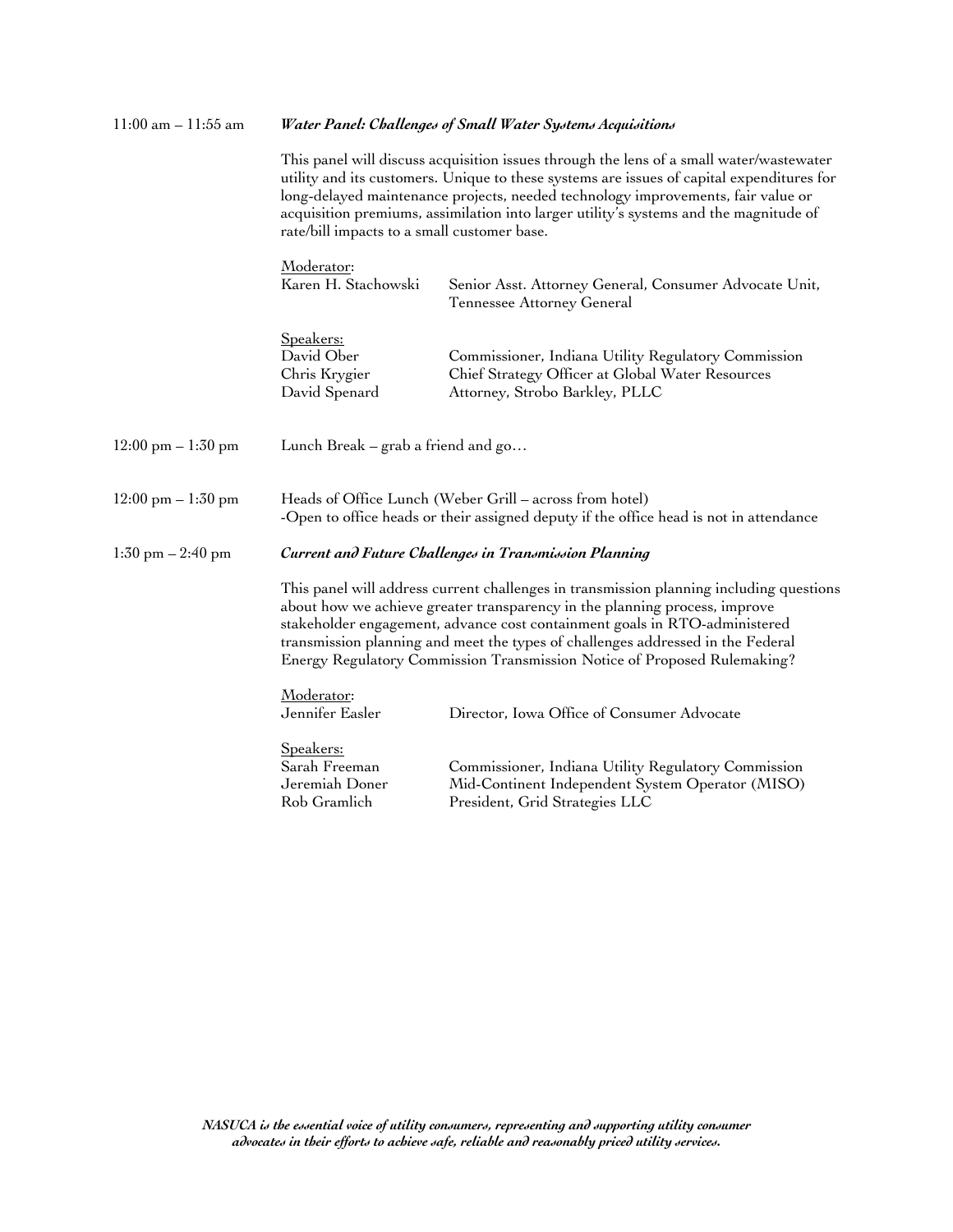11:00 am – 11:55 am ***Water Panel: Challenges of Small Water Systems Acquisitions***

This panel will discuss acquisition issues through the lens of a small water/wastewater utility and its customers. Unique to these systems are issues of capital expenditures for long-delayed maintenance projects, needed technology improvements, fair value or acquisition premiums, assimilation into larger utility's systems and the magnitude of rate/bill impacts to a small customer base.

Moderator:

| | |
|---|---|
| Karen H. Stachowski | Senior Asst. Attorney General, Consumer Advocate Unit, Tennessee Attorney General |

Speakers:

| | |
|---|---|
| David Ober | Commissioner, Indiana Utility Regulatory Commission |
| Chris Krygier | Chief Strategy Officer at Global Water Resources |
| David Spenard | Attorney, Strobo Barkley, PLLC |

12:00 pm – 1:30 pm Lunch Break – grab a friend and go…

12:00 pm – 1:30 pm Heads of Office Lunch (Weber Grill – across from hotel)
-Open to office heads or their assigned deputy if the office head is not in attendance

1:30 pm – 2:40 pm ***Current and Future Challenges in Transmission Planning***

This panel will address current challenges in transmission planning including questions about how we achieve greater transparency in the planning process, improve stakeholder engagement, advance cost containment goals in RTO-administered transmission planning and meet the types of challenges addressed in the Federal Energy Regulatory Commission Transmission Notice of Proposed Rulemaking?

Moderator:

| | |
|---|---|
| Jennifer Easler | Director, Iowa Office of Consumer Advocate |

Speakers:

| | |
|---|---|
| Sarah Freeman | Commissioner, Indiana Utility Regulatory Commission |
| Jeremiah Doner | Mid-Continent Independent System Operator (MISO) |
| Rob Gramlich | President, Grid Strategies LLC |

***NASUCA is the essential voice of utility consumers, representing and supporting utility consumer advocates in their efforts to achieve safe, reliable and reasonably priced utility services.***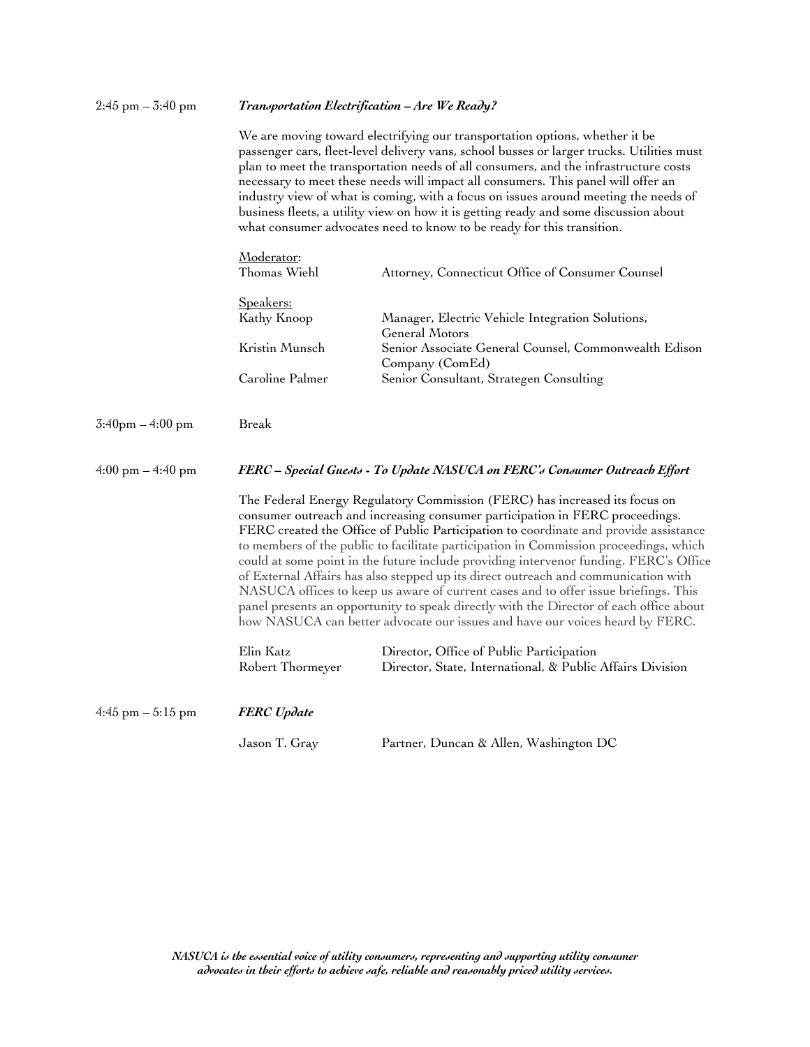2:45 pm – 3:40 pm **_Transportation Electrification – Are We Ready?_**

We are moving toward electrifying our transportation options, whether it be passenger cars, fleet-level delivery vans, school busses or larger trucks. Utilities must plan to meet the transportation needs of all consumers, and the infrastructure costs necessary to meet these needs will impact all consumers. This panel will offer an industry view of what is coming, with a focus on issues around meeting the needs of business fleets, a utility view on how it is getting ready and some discussion about what consumer advocates need to know to be ready for this transition.

Moderator:

| | |
|---|---|
| Thomas Wiehl | Attorney, Connecticut Office of Consumer Counsel |

Speakers:

| | |
|---|---|
| Kathy Knoop | Manager, Electric Vehicle Integration Solutions, General Motors |
| Kristin Munsch | Senior Associate General Counsel, Commonwealth Edison Company (ComEd) |
| Caroline Palmer | Senior Consultant, Strategen Consulting |

3:40pm – 4:00 pm Break

4:00 pm – 4:40 pm **_FERC – Special Guests - To Update NASUCA on FERC's Consumer Outreach Effort_**

The Federal Energy Regulatory Commission (FERC) has increased its focus on consumer outreach and increasing consumer participation in FERC proceedings. FERC created the Office of Public Participation to coordinate and provide assistance to members of the public to facilitate participation in Commission proceedings, which could at some point in the future include providing intervenor funding. FERC's Office of External Affairs has also stepped up its direct outreach and communication with NASUCA offices to keep us aware of current cases and to offer issue briefings. This panel presents an opportunity to speak directly with the Director of each office about how NASUCA can better advocate our issues and have our voices heard by FERC.

| | |
|---|---|
| Elin Katz | Director, Office of Public Participation |
| Robert Thormeyer | Director, State, International, & Public Affairs Division |

4:45 pm – 5:15 pm **_FERC Update_**

| | |
|---|---|
| Jason T. Gray | Partner, Duncan & Allen, Washington DC |

***NASUCA is the essential voice of utility consumers, representing and supporting utility consumer advocates in their efforts to achieve safe, reliable and reasonably priced utility services.***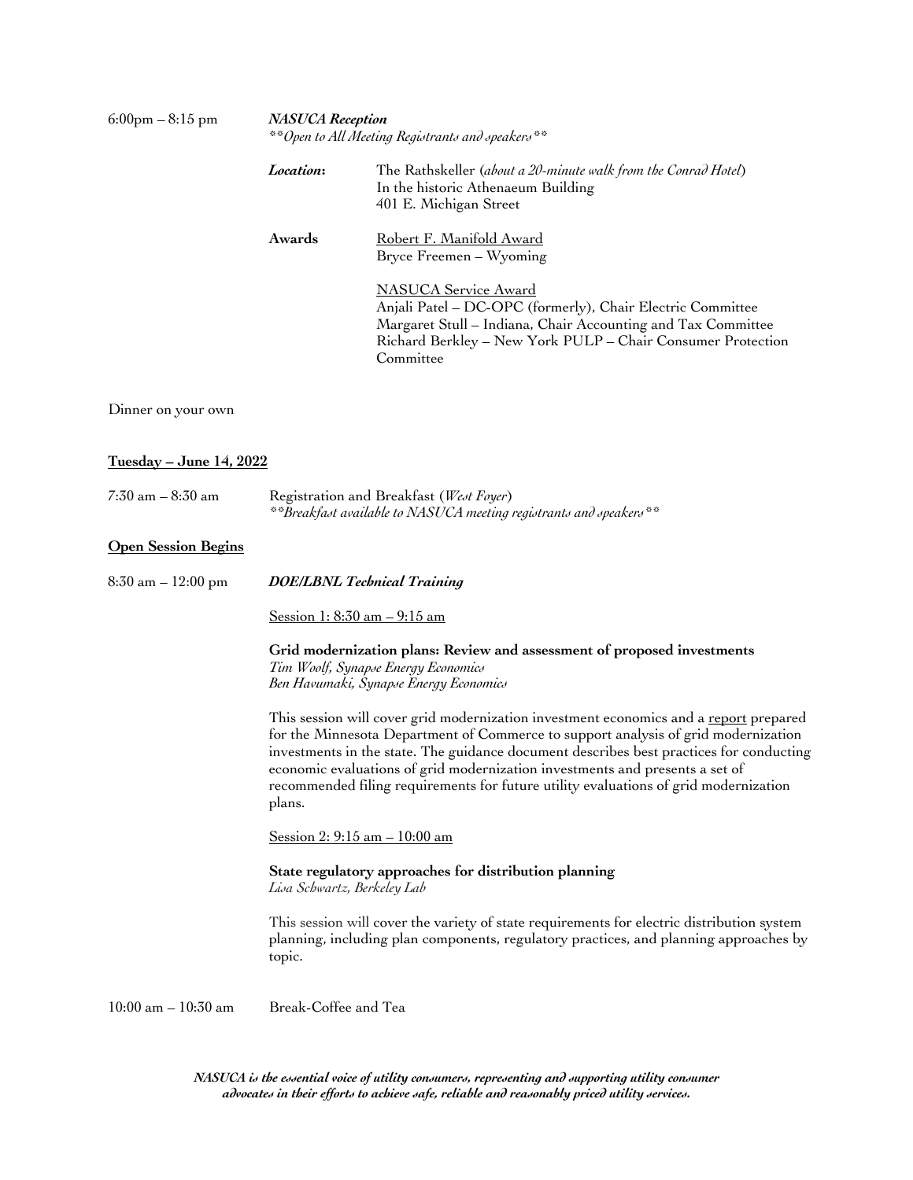6:00pm – 8:15 pm **_NASUCA Reception_**
*\*\*Open to All Meeting Registrants and speakers\*\**

| | |
|---|---|
| ***Location*:** | The Rathskeller (*about a 20-minute walk from the Conrad Hotel*)<br>In the historic Athenaeum Building<br>401 E. Michigan Street |
| **Awards** | <u>Robert F. Manifold Award</u><br>Bryce Freemen – Wyoming<br><br><u>NASUCA Service Award</u><br>Anjali Patel – DC-OPC (formerly), Chair Electric Committee<br>Margaret Stull – Indiana, Chair Accounting and Tax Committee<br>Richard Berkley – New York PULP – Chair Consumer Protection Committee |

Dinner on your own

**<u>Tuesday – June 14, 2022</u>**

7:30 am – 8:30 am Registration and Breakfast (*West Foyer*)
*\*\*Breakfast available to NASUCA meeting registrants and speakers\*\**

**<u>Open Session Begins</u>**

8:30 am – 12:00 pm **_DOE/LBNL Technical Training_**

<u>Session 1: 8:30 am – 9:15 am</u>

**Grid modernization plans: Review and assessment of proposed investments**
*Tim Woolf, Synapse Energy Economics*
*Ben Havumaki, Synapse Energy Economics*

This session will cover grid modernization investment economics and a <u>report</u> prepared for the Minnesota Department of Commerce to support analysis of grid modernization investments in the state. The guidance document describes best practices for conducting economic evaluations of grid modernization investments and presents a set of recommended filing requirements for future utility evaluations of grid modernization plans.

<u>Session 2: 9:15 am – 10:00 am</u>

**State regulatory approaches for distribution planning**
*Lisa Schwartz, Berkeley Lab*

This session will cover the variety of state requirements for electric distribution system planning, including plan components, regulatory practices, and planning approaches by topic.

10:00 am – 10:30 am Break-Coffee and Tea

***NASUCA is the essential voice of utility consumers, representing and supporting utility consumer advocates in their efforts to achieve safe, reliable and reasonably priced utility services.***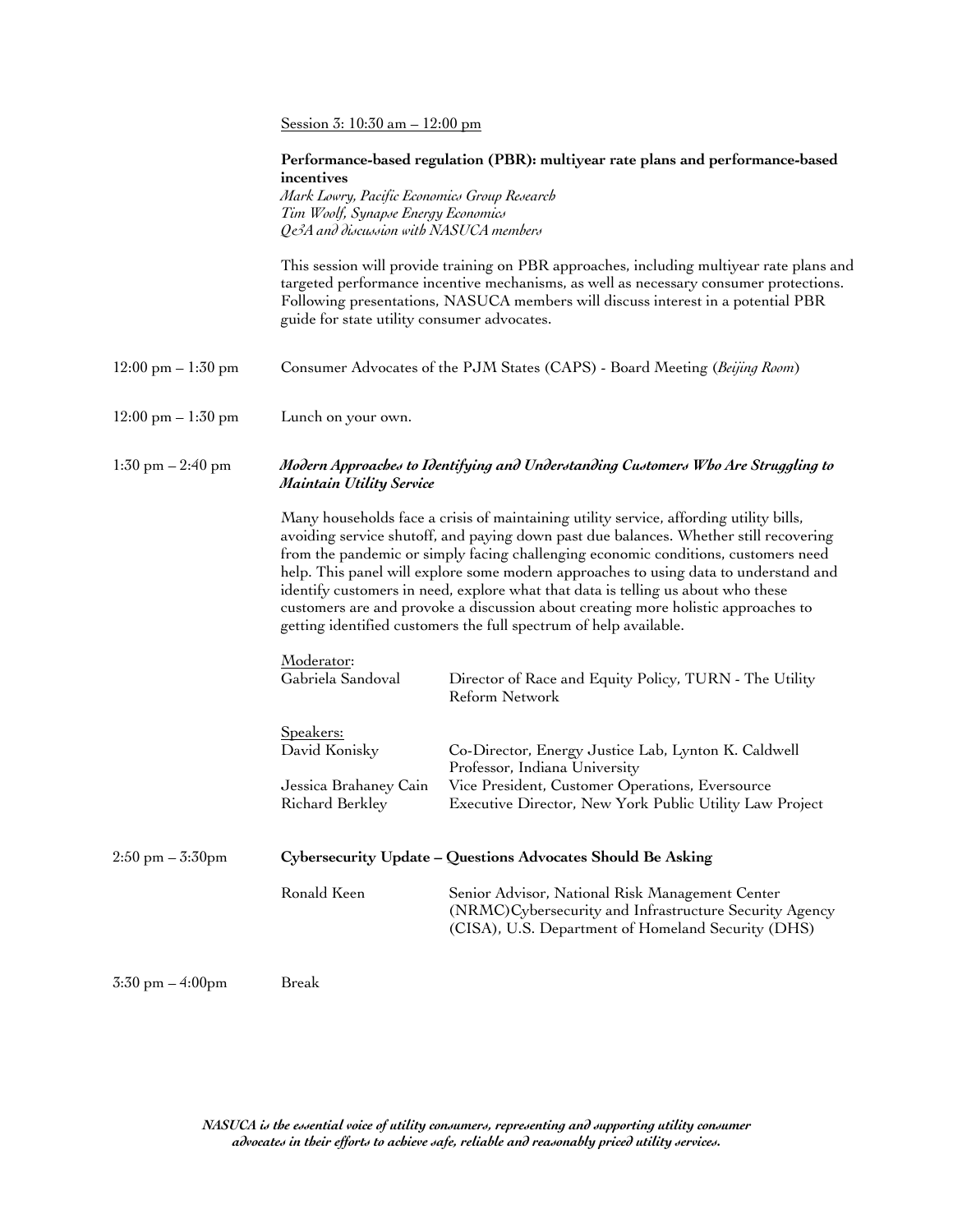Session 3: 10:30 am – 12:00 pm

**Performance-based regulation (PBR): multiyear rate plans and performance-based incentives**

*Mark Lowry, Pacific Economics Group Research*
*Tim Woolf, Synapse Energy Economics*
*Q&A and discussion with NASUCA members*

This session will provide training on PBR approaches, including multiyear rate plans and targeted performance incentive mechanisms, as well as necessary consumer protections. Following presentations, NASUCA members will discuss interest in a potential PBR guide for state utility consumer advocates.

12:00 pm – 1:30 pm — Consumer Advocates of the PJM States (CAPS) - Board Meeting (*Beijing Room*)

12:00 pm – 1:30 pm — Lunch on your own.

1:30 pm – 2:40 pm — ***Modern Approaches to Identifying and Understanding Customers Who Are Struggling to Maintain Utility Service***

Many households face a crisis of maintaining utility service, affording utility bills, avoiding service shutoff, and paying down past due balances. Whether still recovering from the pandemic or simply facing challenging economic conditions, customers need help. This panel will explore some modern approaches to using data to understand and identify customers in need, explore what that data is telling us about who these customers are and provoke a discussion about creating more holistic approaches to getting identified customers the full spectrum of help available.

Moderator:

Gabriela Sandoval — Director of Race and Equity Policy, TURN - The Utility Reform Network

Speakers:

David Konisky — Co-Director, Energy Justice Lab, Lynton K. Caldwell Professor, Indiana University

Jessica Brahaney Cain — Vice President, Customer Operations, Eversource

Richard Berkley — Executive Director, New York Public Utility Law Project

2:50 pm – 3:30pm — **Cybersecurity Update – Questions Advocates Should Be Asking**

Ronald Keen — Senior Advisor, National Risk Management Center (NRMC)Cybersecurity and Infrastructure Security Agency (CISA), U.S. Department of Homeland Security (DHS)

3:30 pm – 4:00pm — Break

***NASUCA is the essential voice of utility consumers, representing and supporting utility consumer advocates in their efforts to achieve safe, reliable and reasonably priced utility services.***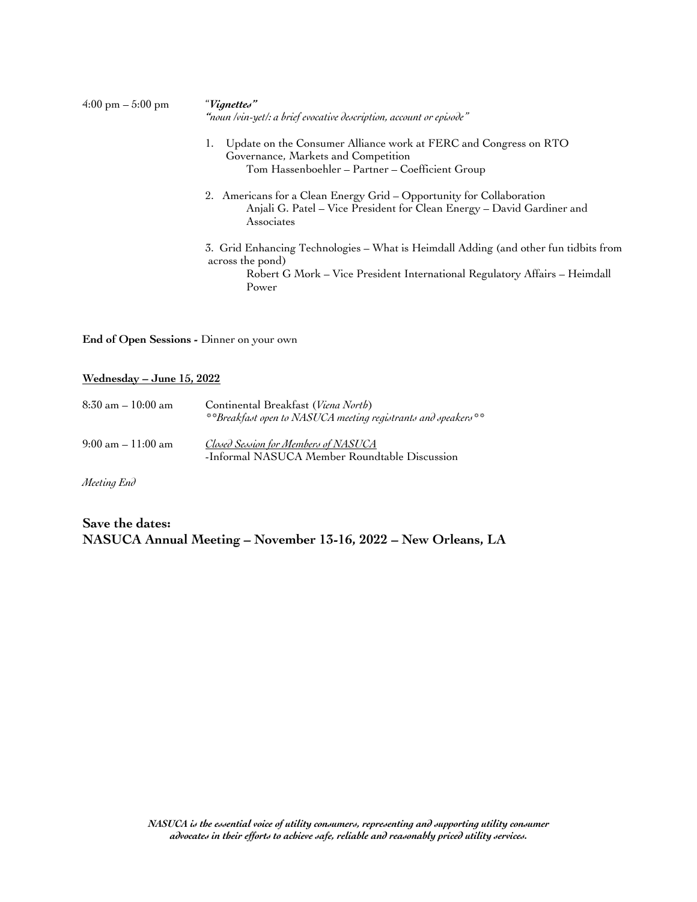4:00 pm – 5:00 pm

"***Vignettes"***
*"noun /vin-yet/: a brief evocative description, account or episode"*

1. Update on the Consumer Alliance work at FERC and Congress on RTO Governance, Markets and Competition
   Tom Hassenboehler – Partner – Coefficient Group

2. Americans for a Clean Energy Grid – Opportunity for Collaboration
   Anjali G. Patel – Vice President for Clean Energy – David Gardiner and Associates

3. Grid Enhancing Technologies – What is Heimdall Adding (and other fun tidbits from across the pond)
   Robert G Mork – Vice President International Regulatory Affairs – Heimdall Power

**End of Open Sessions -** Dinner on your own

**Wednesday – June 15, 2022**

8:30 am – 10:00 am

Continental Breakfast (*Viena North*)
*\*\*Breakfast open to NASUCA meeting registrants and speakers\*\**

9:00 am – 11:00 am

*Closed Session for Members of NASUCA*
-Informal NASUCA Member Roundtable Discussion

*Meeting End*

**Save the dates:**
**NASUCA Annual Meeting – November 13-16, 2022 – New Orleans, LA**

***NASUCA is the essential voice of utility consumers, representing and supporting utility consumer advocates in their efforts to achieve safe, reliable and reasonably priced utility services.***